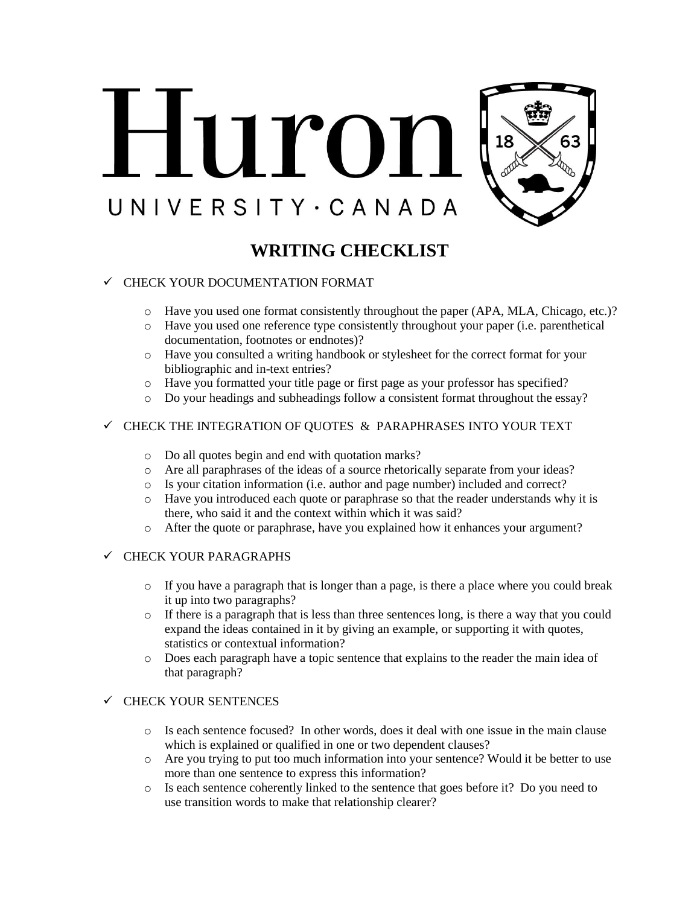# Huron

UNIVERSITY · CANADA

## WRITING CHECKLIST

- ✓ CHECK YOUR DOCUMENTATION FORMAT
  - Have you used one format consistently throughout the paper (APA, MLA, Chicago, etc.)?
  - Have you used one reference type consistently throughout your paper (i.e. parenthetical documentation, footnotes or endnotes)?
  - Have you consulted a writing handbook or stylesheet for the correct format for your bibliographic and in-text entries?
  - Have you formatted your title page or first page as your professor has specified?
  - Do your headings and subheadings follow a consistent format throughout the essay?

- ✓ CHECK THE INTEGRATION OF QUOTES & PARAPHRASES INTO YOUR TEXT
  - Do all quotes begin and end with quotation marks?
  - Are all paraphrases of the ideas of a source rhetorically separate from your ideas?
  - Is your citation information (i.e. author and page number) included and correct?
  - Have you introduced each quote or paraphrase so that the reader understands why it is there, who said it and the context within which it was said?
  - After the quote or paraphrase, have you explained how it enhances your argument?

- ✓ CHECK YOUR PARAGRAPHS
  - If you have a paragraph that is longer than a page, is there a place where you could break it up into two paragraphs?
  - If there is a paragraph that is less than three sentences long, is there a way that you could expand the ideas contained in it by giving an example, or supporting it with quotes, statistics or contextual information?
  - Does each paragraph have a topic sentence that explains to the reader the main idea of that paragraph?

- ✓ CHECK YOUR SENTENCES
  - Is each sentence focused? In other words, does it deal with one issue in the main clause which is explained or qualified in one or two dependent clauses?
  - Are you trying to put too much information into your sentence? Would it be better to use more than one sentence to express this information?
  - Is each sentence coherently linked to the sentence that goes before it? Do you need to use transition words to make that relationship clearer?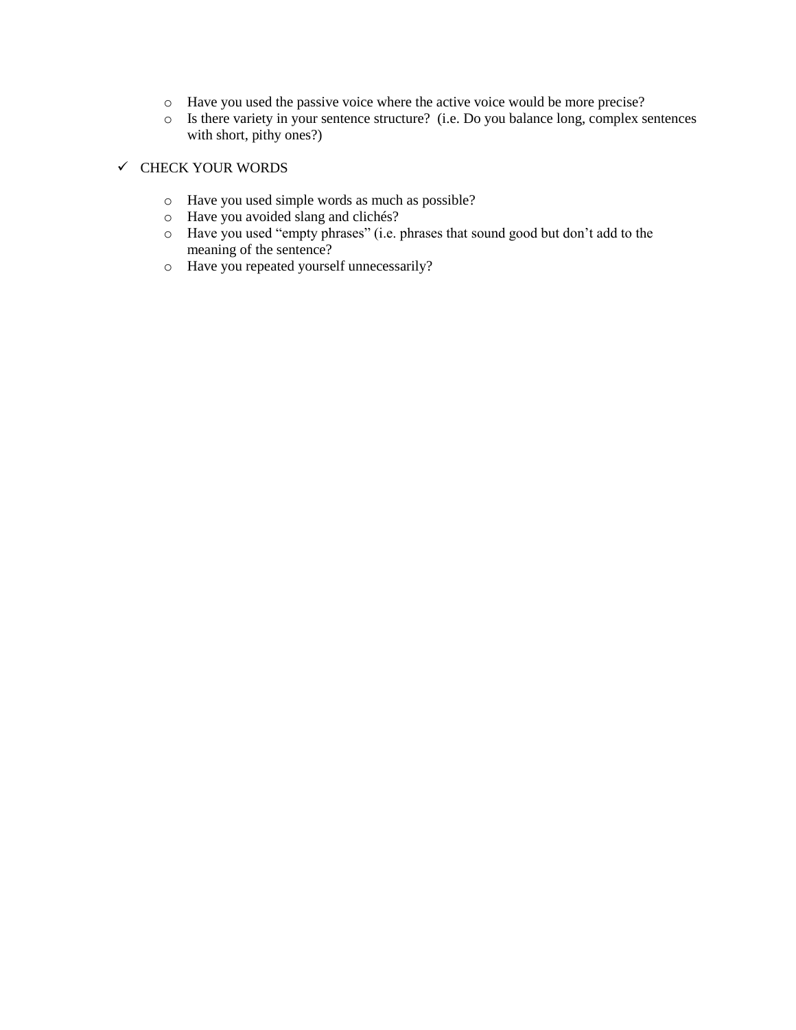- Have you used the passive voice where the active voice would be more precise?
  - Is there variety in your sentence structure? (i.e. Do you balance long, complex sentences with short, pithy ones?)

- ✓ CHECK YOUR WORDS

  - Have you used simple words as much as possible?
  - Have you avoided slang and clichés?
  - Have you used "empty phrases" (i.e. phrases that sound good but don't add to the meaning of the sentence?
  - Have you repeated yourself unnecessarily?